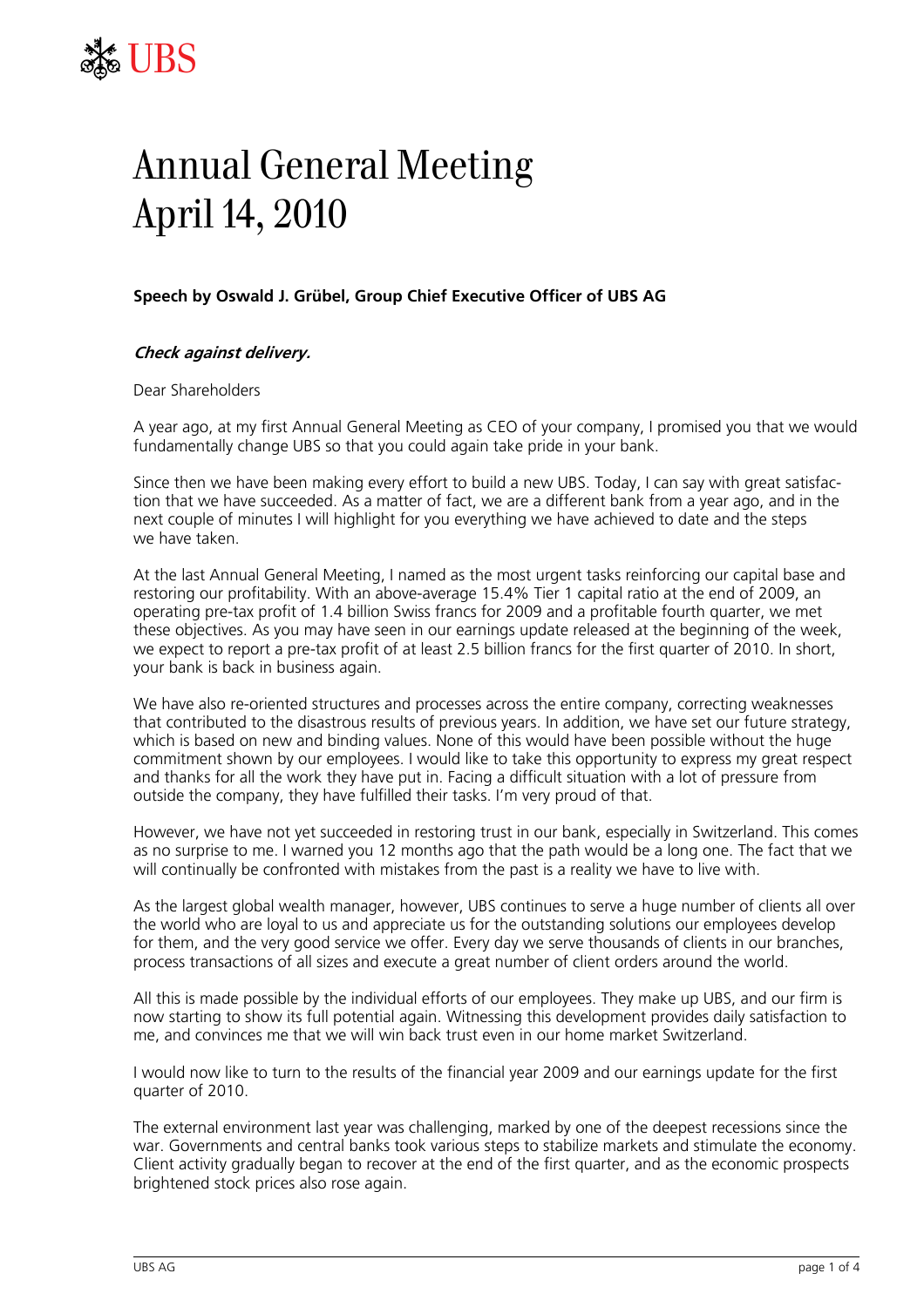# Annual General Meeting
# April 14, 2010

**Speech by Oswald J. Grübel, Group Chief Executive Officer of UBS AG**

***Check against delivery.***

Dear Shareholders

A year ago, at my first Annual General Meeting as CEO of your company, I promised you that we would fundamentally change UBS so that you could again take pride in your bank.

Since then we have been making every effort to build a new UBS. Today, I can say with great satisfaction that we have succeeded. As a matter of fact, we are a different bank from a year ago, and in the next couple of minutes I will highlight for you everything we have achieved to date and the steps we have taken.

At the last Annual General Meeting, I named as the most urgent tasks reinforcing our capital base and restoring our profitability. With an above-average 15.4% Tier 1 capital ratio at the end of 2009, an operating pre-tax profit of 1.4 billion Swiss francs for 2009 and a profitable fourth quarter, we met these objectives. As you may have seen in our earnings update released at the beginning of the week, we expect to report a pre-tax profit of at least 2.5 billion francs for the first quarter of 2010. In short, your bank is back in business again.

We have also re-oriented structures and processes across the entire company, correcting weaknesses that contributed to the disastrous results of previous years. In addition, we have set our future strategy, which is based on new and binding values. None of this would have been possible without the huge commitment shown by our employees. I would like to take this opportunity to express my great respect and thanks for all the work they have put in. Facing a difficult situation with a lot of pressure from outside the company, they have fulfilled their tasks. I'm very proud of that.

However, we have not yet succeeded in restoring trust in our bank, especially in Switzerland. This comes as no surprise to me. I warned you 12 months ago that the path would be a long one. The fact that we will continually be confronted with mistakes from the past is a reality we have to live with.

As the largest global wealth manager, however, UBS continues to serve a huge number of clients all over the world who are loyal to us and appreciate us for the outstanding solutions our employees develop for them, and the very good service we offer. Every day we serve thousands of clients in our branches, process transactions of all sizes and execute a great number of client orders around the world.

All this is made possible by the individual efforts of our employees. They make up UBS, and our firm is now starting to show its full potential again. Witnessing this development provides daily satisfaction to me, and convinces me that we will win back trust even in our home market Switzerland.

I would now like to turn to the results of the financial year 2009 and our earnings update for the first quarter of 2010.

The external environment last year was challenging, marked by one of the deepest recessions since the war. Governments and central banks took various steps to stabilize markets and stimulate the economy. Client activity gradually began to recover at the end of the first quarter, and as the economic prospects brightened stock prices also rose again.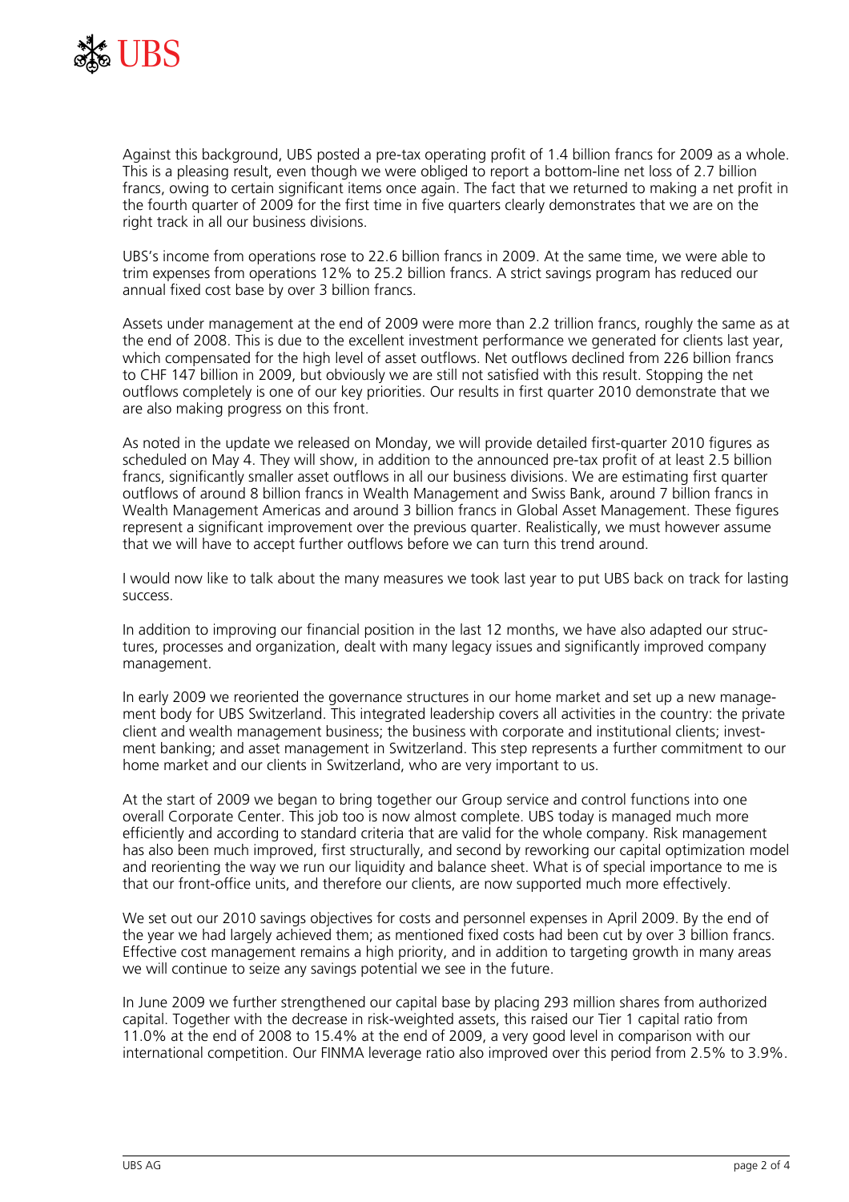Against this background, UBS posted a pre-tax operating profit of 1.4 billion francs for 2009 as a whole. This is a pleasing result, even though we were obliged to report a bottom-line net loss of 2.7 billion francs, owing to certain significant items once again. The fact that we returned to making a net profit in the fourth quarter of 2009 for the first time in five quarters clearly demonstrates that we are on the right track in all our business divisions.

UBS's income from operations rose to 22.6 billion francs in 2009. At the same time, we were able to trim expenses from operations 12% to 25.2 billion francs. A strict savings program has reduced our annual fixed cost base by over 3 billion francs.

Assets under management at the end of 2009 were more than 2.2 trillion francs, roughly the same as at the end of 2008. This is due to the excellent investment performance we generated for clients last year, which compensated for the high level of asset outflows. Net outflows declined from 226 billion francs to CHF 147 billion in 2009, but obviously we are still not satisfied with this result. Stopping the net outflows completely is one of our key priorities. Our results in first quarter 2010 demonstrate that we are also making progress on this front.

As noted in the update we released on Monday, we will provide detailed first-quarter 2010 figures as scheduled on May 4. They will show, in addition to the announced pre-tax profit of at least 2.5 billion francs, significantly smaller asset outflows in all our business divisions. We are estimating first quarter outflows of around 8 billion francs in Wealth Management and Swiss Bank, around 7 billion francs in Wealth Management Americas and around 3 billion francs in Global Asset Management. These figures represent a significant improvement over the previous quarter. Realistically, we must however assume that we will have to accept further outflows before we can turn this trend around.

I would now like to talk about the many measures we took last year to put UBS back on track for lasting success.

In addition to improving our financial position in the last 12 months, we have also adapted our structures, processes and organization, dealt with many legacy issues and significantly improved company management.

In early 2009 we reoriented the governance structures in our home market and set up a new management body for UBS Switzerland. This integrated leadership covers all activities in the country: the private client and wealth management business; the business with corporate and institutional clients; investment banking; and asset management in Switzerland. This step represents a further commitment to our home market and our clients in Switzerland, who are very important to us.

At the start of 2009 we began to bring together our Group service and control functions into one overall Corporate Center. This job too is now almost complete. UBS today is managed much more efficiently and according to standard criteria that are valid for the whole company. Risk management has also been much improved, first structurally, and second by reworking our capital optimization model and reorienting the way we run our liquidity and balance sheet. What is of special importance to me is that our front-office units, and therefore our clients, are now supported much more effectively.

We set out our 2010 savings objectives for costs and personnel expenses in April 2009. By the end of the year we had largely achieved them; as mentioned fixed costs had been cut by over 3 billion francs. Effective cost management remains a high priority, and in addition to targeting growth in many areas we will continue to seize any savings potential we see in the future.

In June 2009 we further strengthened our capital base by placing 293 million shares from authorized capital. Together with the decrease in risk-weighted assets, this raised our Tier 1 capital ratio from 11.0% at the end of 2008 to 15.4% at the end of 2009, a very good level in comparison with our international competition. Our FINMA leverage ratio also improved over this period from 2.5% to 3.9%.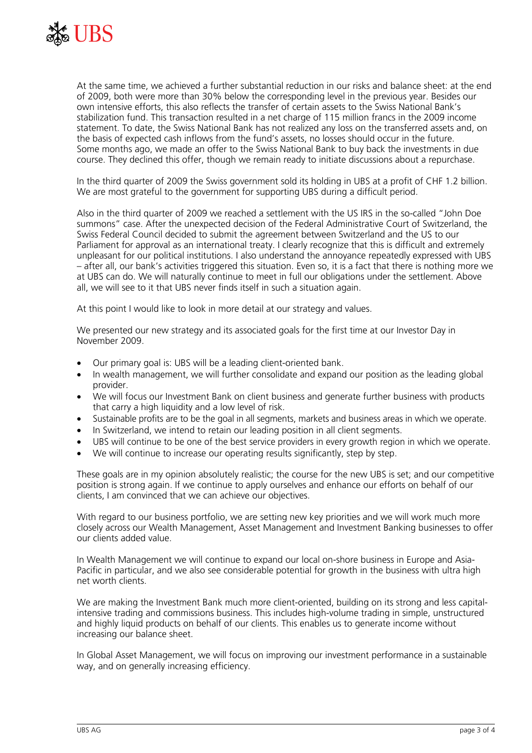At the same time, we achieved a further substantial reduction in our risks and balance sheet: at the end of 2009, both were more than 30% below the corresponding level in the previous year. Besides our own intensive efforts, this also reflects the transfer of certain assets to the Swiss National Bank's stabilization fund. This transaction resulted in a net charge of 115 million francs in the 2009 income statement. To date, the Swiss National Bank has not realized any loss on the transferred assets and, on the basis of expected cash inflows from the fund's assets, no losses should occur in the future. Some months ago, we made an offer to the Swiss National Bank to buy back the investments in due course. They declined this offer, though we remain ready to initiate discussions about a repurchase.

In the third quarter of 2009 the Swiss government sold its holding in UBS at a profit of CHF 1.2 billion. We are most grateful to the government for supporting UBS during a difficult period.

Also in the third quarter of 2009 we reached a settlement with the US IRS in the so-called "John Doe summons" case. After the unexpected decision of the Federal Administrative Court of Switzerland, the Swiss Federal Council decided to submit the agreement between Switzerland and the US to our Parliament for approval as an international treaty. I clearly recognize that this is difficult and extremely unpleasant for our political institutions. I also understand the annoyance repeatedly expressed with UBS – after all, our bank's activities triggered this situation. Even so, it is a fact that there is nothing more we at UBS can do. We will naturally continue to meet in full our obligations under the settlement. Above all, we will see to it that UBS never finds itself in such a situation again.

At this point I would like to look in more detail at our strategy and values.

We presented our new strategy and its associated goals for the first time at our Investor Day in November 2009.

- Our primary goal is: UBS will be a leading client-oriented bank.
- In wealth management, we will further consolidate and expand our position as the leading global provider.
- We will focus our Investment Bank on client business and generate further business with products that carry a high liquidity and a low level of risk.
- Sustainable profits are to be the goal in all segments, markets and business areas in which we operate.
- In Switzerland, we intend to retain our leading position in all client segments.
- UBS will continue to be one of the best service providers in every growth region in which we operate.
- We will continue to increase our operating results significantly, step by step.

These goals are in my opinion absolutely realistic; the course for the new UBS is set; and our competitive position is strong again. If we continue to apply ourselves and enhance our efforts on behalf of our clients, I am convinced that we can achieve our objectives.

With regard to our business portfolio, we are setting new key priorities and we will work much more closely across our Wealth Management, Asset Management and Investment Banking businesses to offer our clients added value.

In Wealth Management we will continue to expand our local on-shore business in Europe and Asia-Pacific in particular, and we also see considerable potential for growth in the business with ultra high net worth clients.

We are making the Investment Bank much more client-oriented, building on its strong and less capital-intensive trading and commissions business. This includes high-volume trading in simple, unstructured and highly liquid products on behalf of our clients. This enables us to generate income without increasing our balance sheet.

In Global Asset Management, we will focus on improving our investment performance in a sustainable way, and on generally increasing efficiency.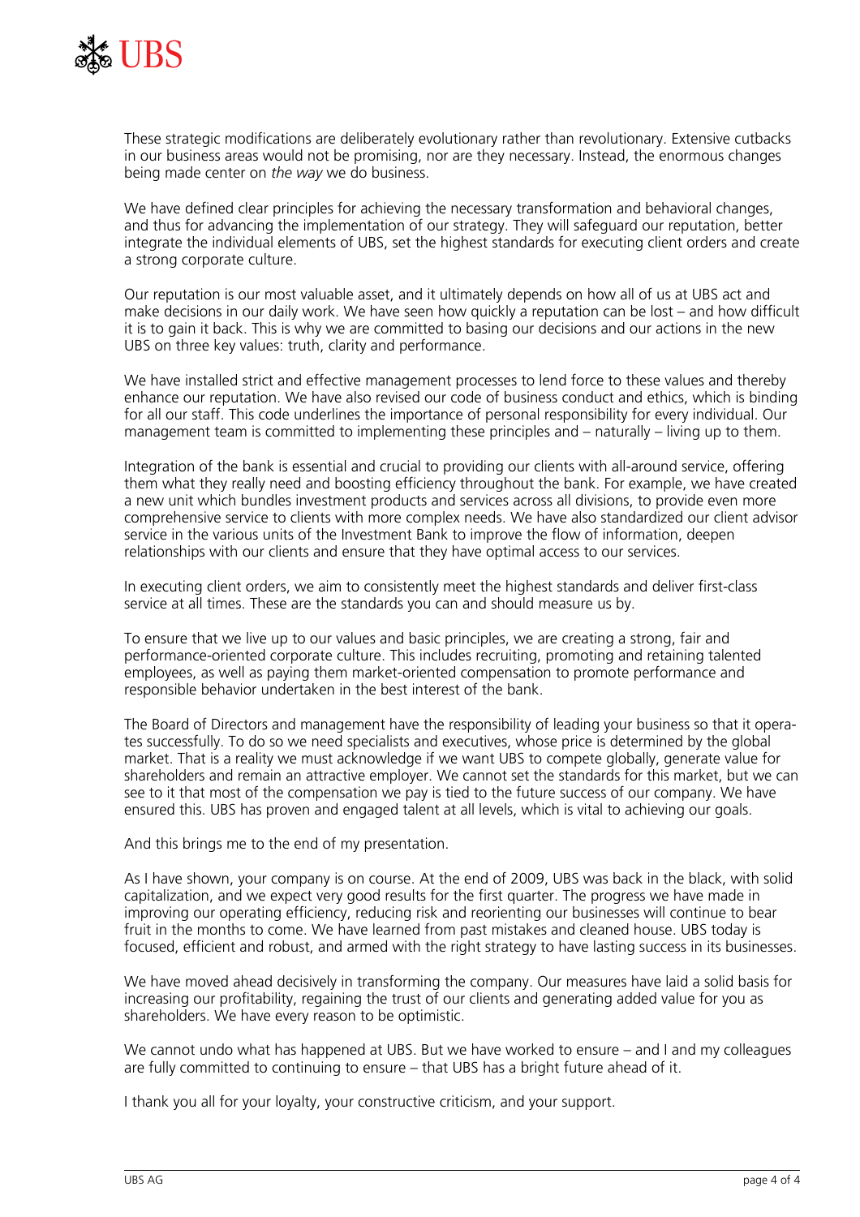These strategic modifications are deliberately evolutionary rather than revolutionary. Extensive cutbacks in our business areas would not be promising, nor are they necessary. Instead, the enormous changes being made center on *the way* we do business.

We have defined clear principles for achieving the necessary transformation and behavioral changes, and thus for advancing the implementation of our strategy. They will safeguard our reputation, better integrate the individual elements of UBS, set the highest standards for executing client orders and create a strong corporate culture.

Our reputation is our most valuable asset, and it ultimately depends on how all of us at UBS act and make decisions in our daily work. We have seen how quickly a reputation can be lost – and how difficult it is to gain it back. This is why we are committed to basing our decisions and our actions in the new UBS on three key values: truth, clarity and performance.

We have installed strict and effective management processes to lend force to these values and thereby enhance our reputation. We have also revised our code of business conduct and ethics, which is binding for all our staff. This code underlines the importance of personal responsibility for every individual. Our management team is committed to implementing these principles and – naturally – living up to them.

Integration of the bank is essential and crucial to providing our clients with all-around service, offering them what they really need and boosting efficiency throughout the bank. For example, we have created a new unit which bundles investment products and services across all divisions, to provide even more comprehensive service to clients with more complex needs. We have also standardized our client advisor service in the various units of the Investment Bank to improve the flow of information, deepen relationships with our clients and ensure that they have optimal access to our services.

In executing client orders, we aim to consistently meet the highest standards and deliver first-class service at all times. These are the standards you can and should measure us by.

To ensure that we live up to our values and basic principles, we are creating a strong, fair and performance-oriented corporate culture. This includes recruiting, promoting and retaining talented employees, as well as paying them market-oriented compensation to promote performance and responsible behavior undertaken in the best interest of the bank.

The Board of Directors and management have the responsibility of leading your business so that it operates successfully. To do so we need specialists and executives, whose price is determined by the global market. That is a reality we must acknowledge if we want UBS to compete globally, generate value for shareholders and remain an attractive employer. We cannot set the standards for this market, but we can see to it that most of the compensation we pay is tied to the future success of our company. We have ensured this. UBS has proven and engaged talent at all levels, which is vital to achieving our goals.

And this brings me to the end of my presentation.

As I have shown, your company is on course. At the end of 2009, UBS was back in the black, with solid capitalization, and we expect very good results for the first quarter. The progress we have made in improving our operating efficiency, reducing risk and reorienting our businesses will continue to bear fruit in the months to come. We have learned from past mistakes and cleaned house. UBS today is focused, efficient and robust, and armed with the right strategy to have lasting success in its businesses.

We have moved ahead decisively in transforming the company. Our measures have laid a solid basis for increasing our profitability, regaining the trust of our clients and generating added value for you as shareholders. We have every reason to be optimistic.

We cannot undo what has happened at UBS. But we have worked to ensure – and I and my colleagues are fully committed to continuing to ensure – that UBS has a bright future ahead of it.

I thank you all for your loyalty, your constructive criticism, and your support.